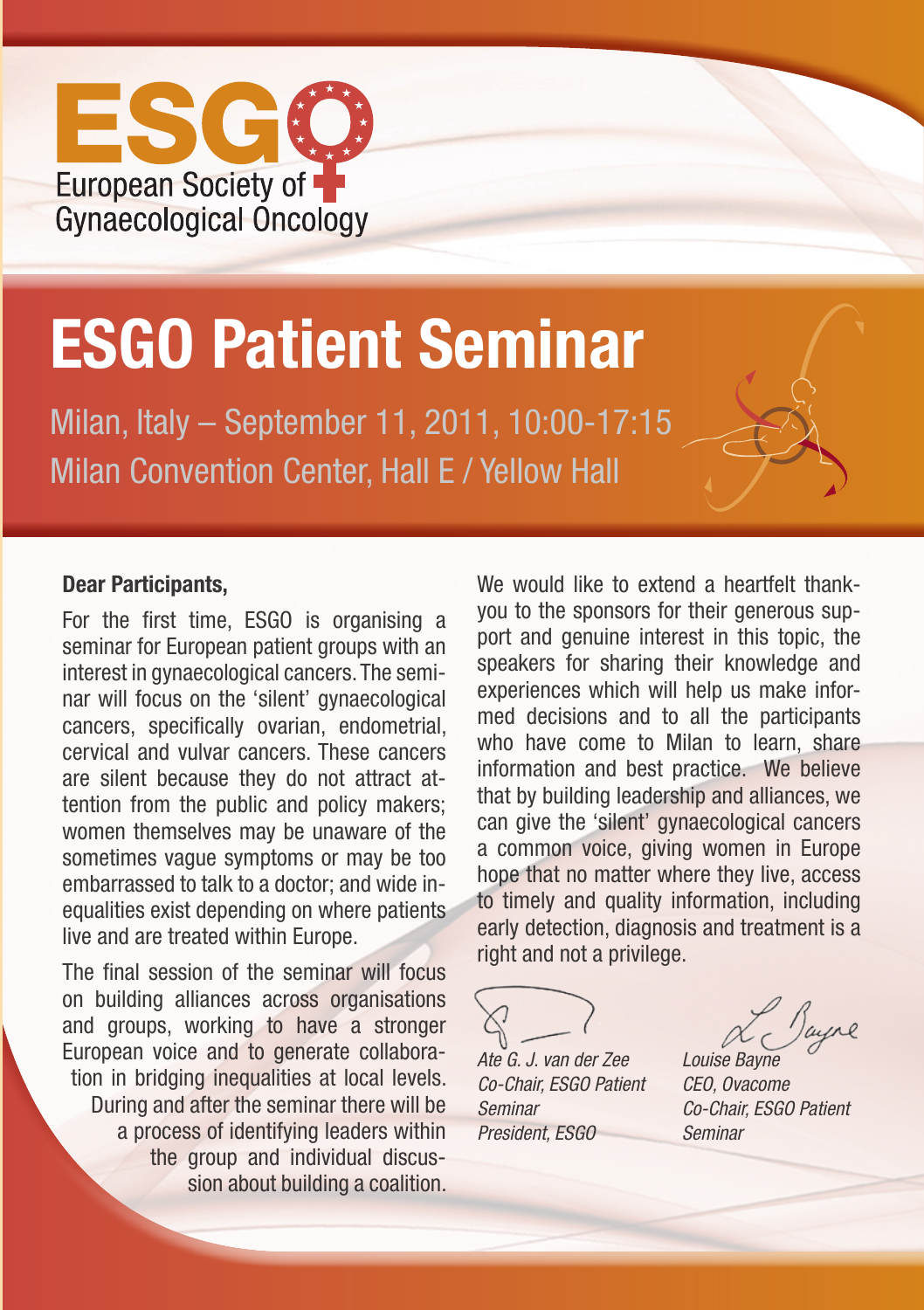ESGO

European Society of Gynaecological Oncology

# ESGO Patient Seminar

Milan, Italy – September 11, 2011, 10:00-17:15
Milan Convention Center, Hall E / Yellow Hall

**Dear Participants,**

For the first time, ESGO is organising a seminar for European patient groups with an interest in gynaecological cancers. The seminar will focus on the 'silent' gynaecological cancers, specifically ovarian, endometrial, cervical and vulvar cancers. These cancers are silent because they do not attract attention from the public and policy makers; women themselves may be unaware of the sometimes vague symptoms or may be too embarrassed to talk to a doctor; and wide inequalities exist depending on where patients live and are treated within Europe.

The final session of the seminar will focus on building alliances across organisations and groups, working to have a stronger European voice and to generate collaboration in bridging inequalities at local levels. During and after the seminar there will be a process of identifying leaders within the group and individual discussion about building a coalition.

We would like to extend a heartfelt thank-you to the sponsors for their generous support and genuine interest in this topic, the speakers for sharing their knowledge and experiences which will help us make informed decisions and to all the participants who have come to Milan to learn, share information and best practice. We believe that by building leadership and alliances, we can give the 'silent' gynaecological cancers a common voice, giving women in Europe hope that no matter where they live, access to timely and quality information, including early detection, diagnosis and treatment is a right and not a privilege.

*Ate G. J. van der Zee*
*Co-Chair, ESGO Patient Seminar*
*President, ESGO*

*Louise Bayne*
*CEO, Ovacome*
*Co-Chair, ESGO Patient Seminar*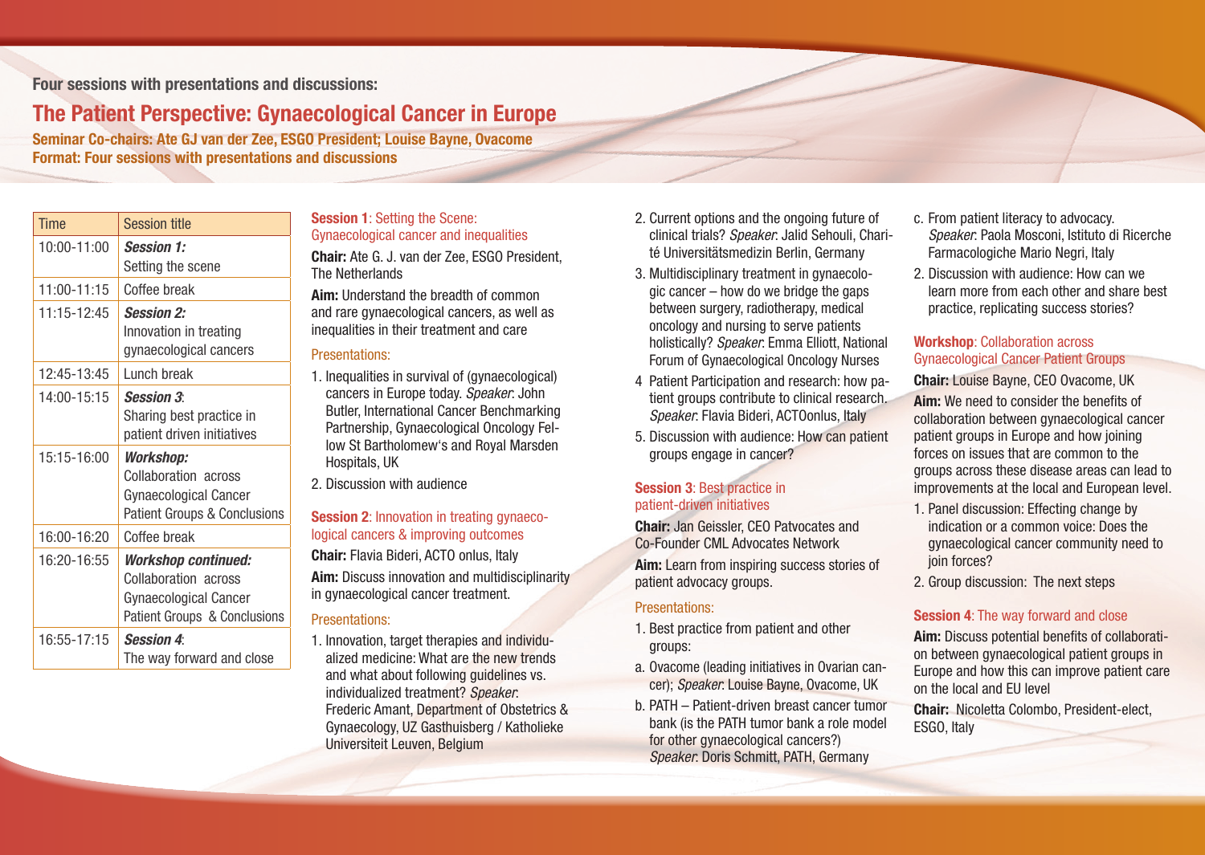**Four sessions with presentations and discussions:**

# The Patient Perspective: Gynaecological Cancer in Europe

**Seminar Co-chairs: Ate GJ van der Zee, ESGO President; Louise Bayne, Ovacome**
**Format: Four sessions with presentations and discussions**

| Time | Session title |
|---|---|
| 10:00-11:00 | ***Session 1:*** Setting the scene |
| 11:00-11:15 | Coffee break |
| 11:15-12:45 | ***Session 2:*** Innovation in treating gynaecological cancers |
| 12:45-13:45 | Lunch break |
| 14:00-15:15 | ***Session 3***: Sharing best practice in patient driven initiatives |
| 15:15-16:00 | ***Workshop:*** Collaboration across Gynaecological Cancer Patient Groups & Conclusions |
| 16:00-16:20 | Coffee break |
| 16:20-16:55 | ***Workshop continued:*** Collaboration across Gynaecological Cancer Patient Groups & Conclusions |
| 16:55-17:15 | ***Session 4***: The way forward and close |

## **Session 1**: Setting the Scene: Gynaecological cancer and inequalities

**Chair:** Ate G. J. van der Zee, ESGO President, The Netherlands

**Aim:** Understand the breadth of common and rare gynaecological cancers, as well as inequalities in their treatment and care

### Presentations:

1. Inequalities in survival of (gynaecological) cancers in Europe today. *Speaker*: John Butler, International Cancer Benchmarking Partnership, Gynaecological Oncology Fellow St Bartholomew's and Royal Marsden Hospitals, UK
2. Discussion with audience

## **Session 2**: Innovation in treating gynaecological cancers & improving outcomes

**Chair:** Flavia Bideri, ACTO onlus, Italy

**Aim:** Discuss innovation and multidisciplinarity in gynaecological cancer treatment.

### Presentations:

1. Innovation, target therapies and individualized medicine: What are the new trends and what about following guidelines vs. individualized treatment? *Speaker*: Frederic Amant, Department of Obstetrics & Gynaecology, UZ Gasthuisberg / Katholieke Universiteit Leuven, Belgium
2. Current options and the ongoing future of clinical trials? *Speaker*: Jalid Sehouli, Charité Universitätsmedizin Berlin, Germany
3. Multidisciplinary treatment in gynaecologic cancer – how do we bridge the gaps between surgery, radiotherapy, medical oncology and nursing to serve patients holistically? *Speaker*: Emma Elliott, National Forum of Gynaecological Oncology Nurses
4. Patient Participation and research: how patient groups contribute to clinical research. *Speaker*: Flavia Bideri, ACTOonlus, Italy
5. Discussion with audience: How can patient groups engage in cancer?

## **Session 3**: Best practice in patient-driven initiatives

**Chair:** Jan Geissler, CEO Patvocates and Co-Founder CML Advocates Network

**Aim:** Learn from inspiring success stories of patient advocacy groups.

### Presentations:

1. Best practice from patient and other groups:
   a. Ovacome (leading initiatives in Ovarian cancer); *Speaker*: Louise Bayne, Ovacome, UK
   b. PATH – Patient-driven breast cancer tumor bank (is the PATH tumor bank a role model for other gynaecological cancers?) *Speaker*: Doris Schmitt, PATH, Germany
   c. From patient literacy to advocacy. *Speaker*: Paola Mosconi, Istituto di Ricerche Farmacologiche Mario Negri, Italy
2. Discussion with audience: How can we learn more from each other and share best practice, replicating success stories?

## **Workshop**: Collaboration across Gynaecological Cancer Patient Groups

**Chair:** Louise Bayne, CEO Ovacome, UK

**Aim:** We need to consider the benefits of collaboration between gynaecological cancer patient groups in Europe and how joining forces on issues that are common to the groups across these disease areas can lead to improvements at the local and European level.

1. Panel discussion: Effecting change by indication or a common voice: Does the gynaecological cancer community need to join forces?
2. Group discussion: The next steps

## **Session 4**: The way forward and close

**Aim:** Discuss potential benefits of collaboration between gynaecological patient groups in Europe and how this can improve patient care on the local and EU level

**Chair:** Nicoletta Colombo, President-elect, ESGO, Italy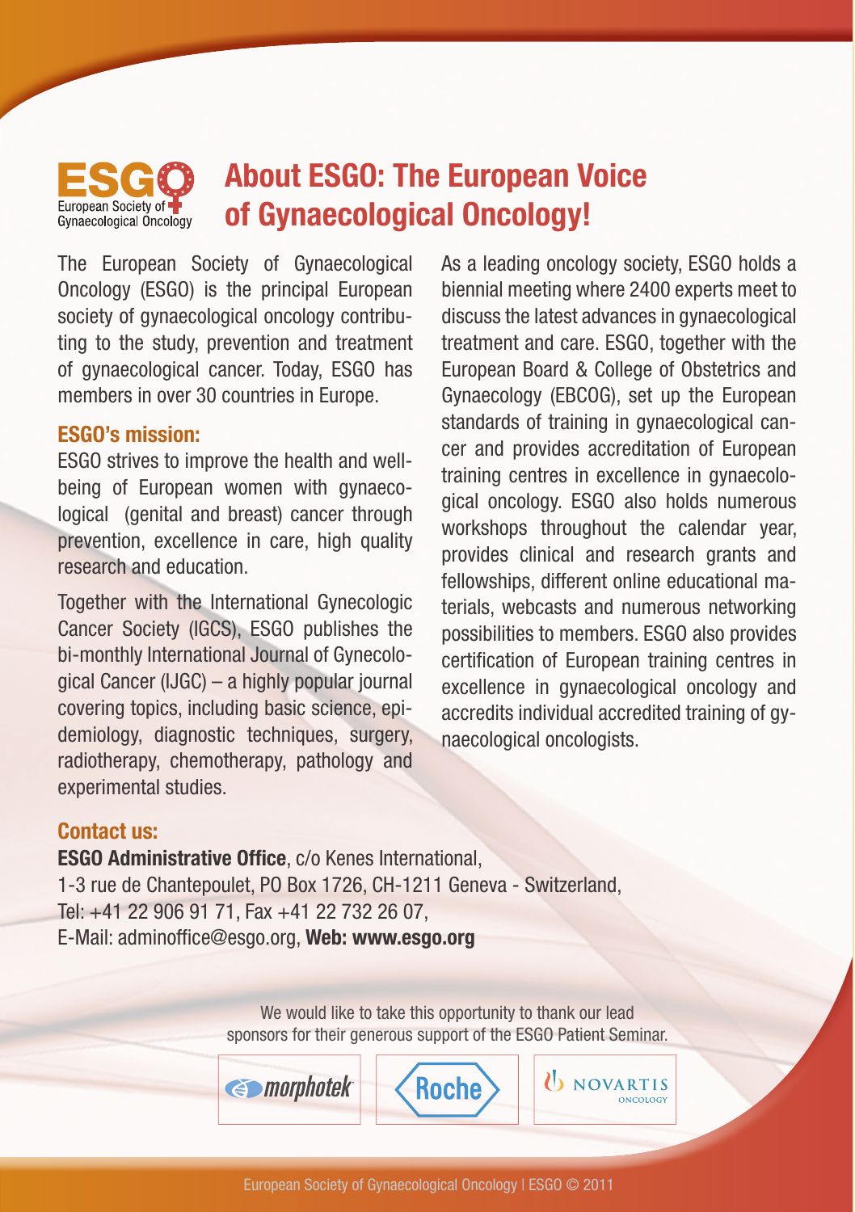ESGO
European Society of Gynaecological Oncology

# About ESGO: The European Voice of Gynaecological Oncology!

The European Society of Gynaecological Oncology (ESGO) is the principal European society of gynaecological oncology contributing to the study, prevention and treatment of gynaecological cancer. Today, ESGO has members in over 30 countries in Europe.

### ESGO's mission:

ESGO strives to improve the health and well-being of European women with gynaecological (genital and breast) cancer through prevention, excellence in care, high quality research and education.

Together with the International Gynecologic Cancer Society (IGCS), ESGO publishes the bi-monthly International Journal of Gynecological Cancer (IJGC) – a highly popular journal covering topics, including basic science, epidemiology, diagnostic techniques, surgery, radiotherapy, chemotherapy, pathology and experimental studies.

As a leading oncology society, ESGO holds a biennial meeting where 2400 experts meet to discuss the latest advances in gynaecological treatment and care. ESGO, together with the European Board & College of Obstetrics and Gynaecology (EBCOG), set up the European standards of training in gynaecological cancer and provides accreditation of European training centres in excellence in gynaecological oncology. ESGO also holds numerous workshops throughout the calendar year, provides clinical and research grants and fellowships, different online educational materials, webcasts and numerous networking possibilities to members. ESGO also provides certification of European training centres in excellence in gynaecological oncology and accredits individual accredited training of gynaecological oncologists.

### Contact us:

**ESGO Administrative Office**, c/o Kenes International,
1-3 rue de Chantepoulet, PO Box 1726, CH-1211 Geneva - Switzerland,
Tel: +41 22 906 91 71, Fax +41 22 732 26 07,
E-Mail: adminoffice@esgo.org, **Web: www.esgo.org**

We would like to take this opportunity to thank our lead sponsors for their generous support of the ESGO Patient Seminar.

morphotek | Roche | NOVARTIS ONCOLOGY

European Society of Gynaecological Oncology | ESGO © 2011